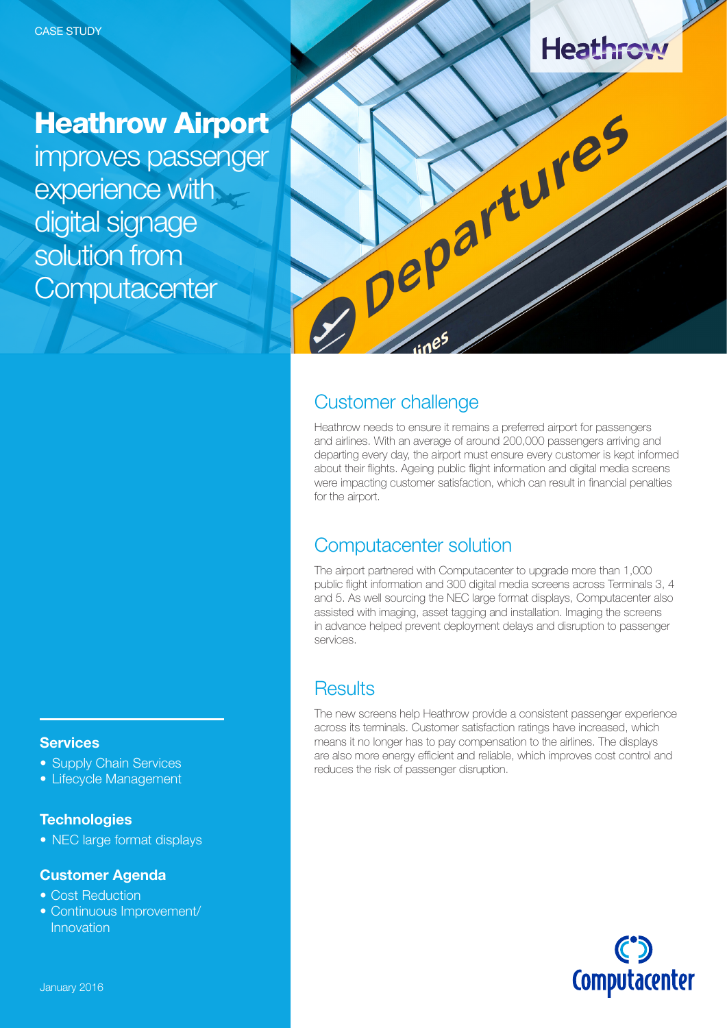CASE STUDY

# **Heathrow Airport** improves passenger experience with digital signage solution from Computacenter

## Customer challenge

Heathrow needs to ensure it remains a preferred airport for passengers and airlines. With an average of around 200,000 passengers arriving and departing every day, the airport must ensure every customer is kept informed about their flights. Ageing public flight information and digital media screens were impacting customer satisfaction, which can result in financial penalties for the airport.

## Computacenter solution

The airport partnered with Computacenter to upgrade more than 1,000 public flight information and 300 digital media screens across Terminals 3, 4 and 5. As well sourcing the NEC large format displays, Computacenter also assisted with imaging, asset tagging and installation. Imaging the screens in advance helped prevent deployment delays and disruption to passenger services.

## Results

The new screens help Heathrow provide a consistent passenger experience across its terminals. Customer satisfaction ratings have increased, which means it no longer has to pay compensation to the airlines. The displays are also more energy efficient and reliable, which improves cost control and reduces the risk of passenger disruption.

### Services

- Supply Chain Services
- Lifecycle Management

### Technologies

- NEC large format displays

### Customer Agenda

- Cost Reduction
- Continuous Improvement/ Innovation

January 2016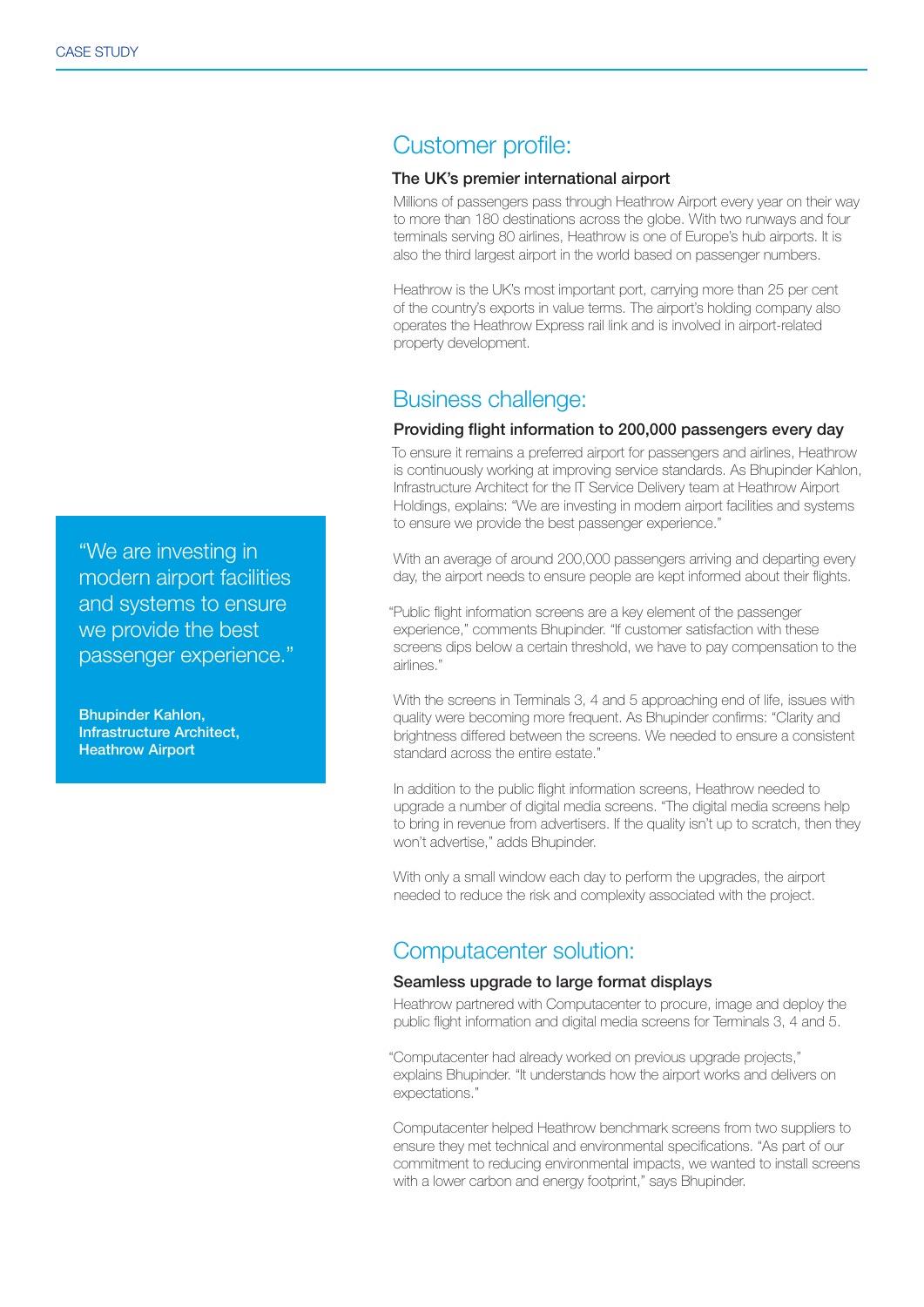## Customer profile:

### The UK's premier international airport

Millions of passengers pass through Heathrow Airport every year on their way to more than 180 destinations across the globe. With two runways and four terminals serving 80 airlines, Heathrow is one of Europe's hub airports. It is also the third largest airport in the world based on passenger numbers.

Heathrow is the UK's most important port, carrying more than 25 per cent of the country's exports in value terms. The airport's holding company also operates the Heathrow Express rail link and is involved in airport-related property development.

## Business challenge:

### Providing flight information to 200,000 passengers every day

To ensure it remains a preferred airport for passengers and airlines, Heathrow is continuously working at improving service standards. As Bhupinder Kahlon, Infrastructure Architect for the IT Service Delivery team at Heathrow Airport Holdings, explains: "We are investing in modern airport facilities and systems to ensure we provide the best passenger experience."

> "We are investing in modern airport facilities and systems to ensure we provide the best passenger experience."
>
> **Bhupinder Kahlon, Infrastructure Architect, Heathrow Airport**

With an average of around 200,000 passengers arriving and departing every day, the airport needs to ensure people are kept informed about their flights.

"Public flight information screens are a key element of the passenger experience," comments Bhupinder. "If customer satisfaction with these screens dips below a certain threshold, we have to pay compensation to the airlines."

With the screens in Terminals 3, 4 and 5 approaching end of life, issues with quality were becoming more frequent. As Bhupinder confirms: "Clarity and brightness differed between the screens. We needed to ensure a consistent standard across the entire estate."

In addition to the public flight information screens, Heathrow needed to upgrade a number of digital media screens. "The digital media screens help to bring in revenue from advertisers. If the quality isn't up to scratch, then they won't advertise," adds Bhupinder.

With only a small window each day to perform the upgrades, the airport needed to reduce the risk and complexity associated with the project.

## Computacenter solution:

### Seamless upgrade to large format displays

Heathrow partnered with Computacenter to procure, image and deploy the public flight information and digital media screens for Terminals 3, 4 and 5.

"Computacenter had already worked on previous upgrade projects," explains Bhupinder. "It understands how the airport works and delivers on expectations."

Computacenter helped Heathrow benchmark screens from two suppliers to ensure they met technical and environmental specifications. "As part of our commitment to reducing environmental impacts, we wanted to install screens with a lower carbon and energy footprint," says Bhupinder.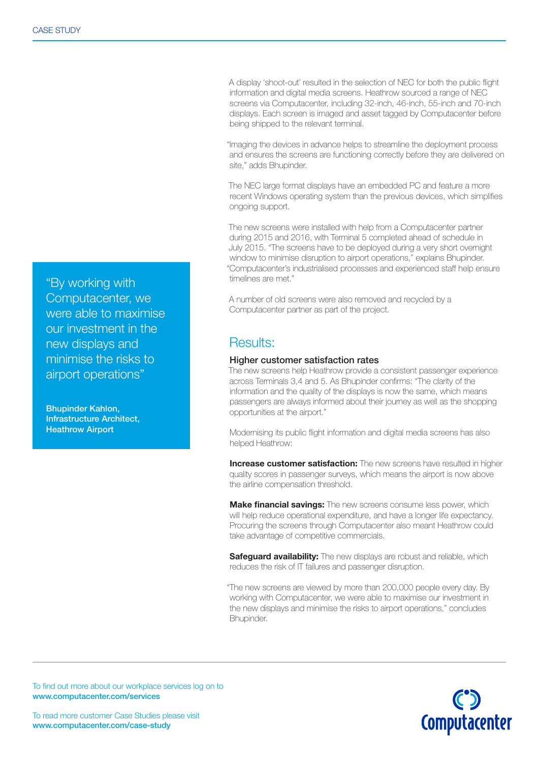A display 'shoot-out' resulted in the selection of NEC for both the public flight information and digital media screens. Heathrow sourced a range of NEC screens via Computacenter, including 32-inch, 46-inch, 55-inch and 70-inch displays. Each screen is imaged and asset tagged by Computacenter before being shipped to the relevant terminal.

"Imaging the devices in advance helps to streamline the deployment process and ensures the screens are functioning correctly before they are delivered on site," adds Bhupinder.

The NEC large format displays have an embedded PC and feature a more recent Windows operating system than the previous devices, which simplifies ongoing support.

The new screens were installed with help from a Computacenter partner during 2015 and 2016, with Terminal 5 completed ahead of schedule in July 2015. "The screens have to be deployed during a very short overnight window to minimise disruption to airport operations," explains Bhupinder. "Computacenter's industrialised processes and experienced staff help ensure timelines are met."

A number of old screens were also removed and recycled by a Computacenter partner as part of the project.

> "By working with Computacenter, we were able to maximise our investment in the new displays and minimise the risks to airport operations"
>
> **Bhupinder Kahlon, Infrastructure Architect, Heathrow Airport**

## Results:

### Higher customer satisfaction rates

The new screens help Heathrow provide a consistent passenger experience across Terminals 3,4 and 5. As Bhupinder confirms: "The clarity of the information and the quality of the displays is now the same, which means passengers are always informed about their journey as well as the shopping opportunities at the airport."

Modernising its public flight information and digital media screens has also helped Heathrow:

**Increase customer satisfaction:** The new screens have resulted in higher quality scores in passenger surveys, which means the airport is now above the airline compensation threshold.

**Make financial savings:** The new screens consume less power, which will help reduce operational expenditure, and have a longer life expectancy. Procuring the screens through Computacenter also meant Heathrow could take advantage of competitive commercials.

**Safeguard availability:** The new displays are robust and reliable, which reduces the risk of IT failures and passenger disruption.

"The new screens are viewed by more than 200,000 people every day. By working with Computacenter, we were able to maximise our investment in the new displays and minimise the risks to airport operations," concludes Bhupinder.

To find out more about our workplace services log on to
**www.computacenter.com/services**

To read more customer Case Studies please visit
**www.computacenter.com/case-study**

Computacenter